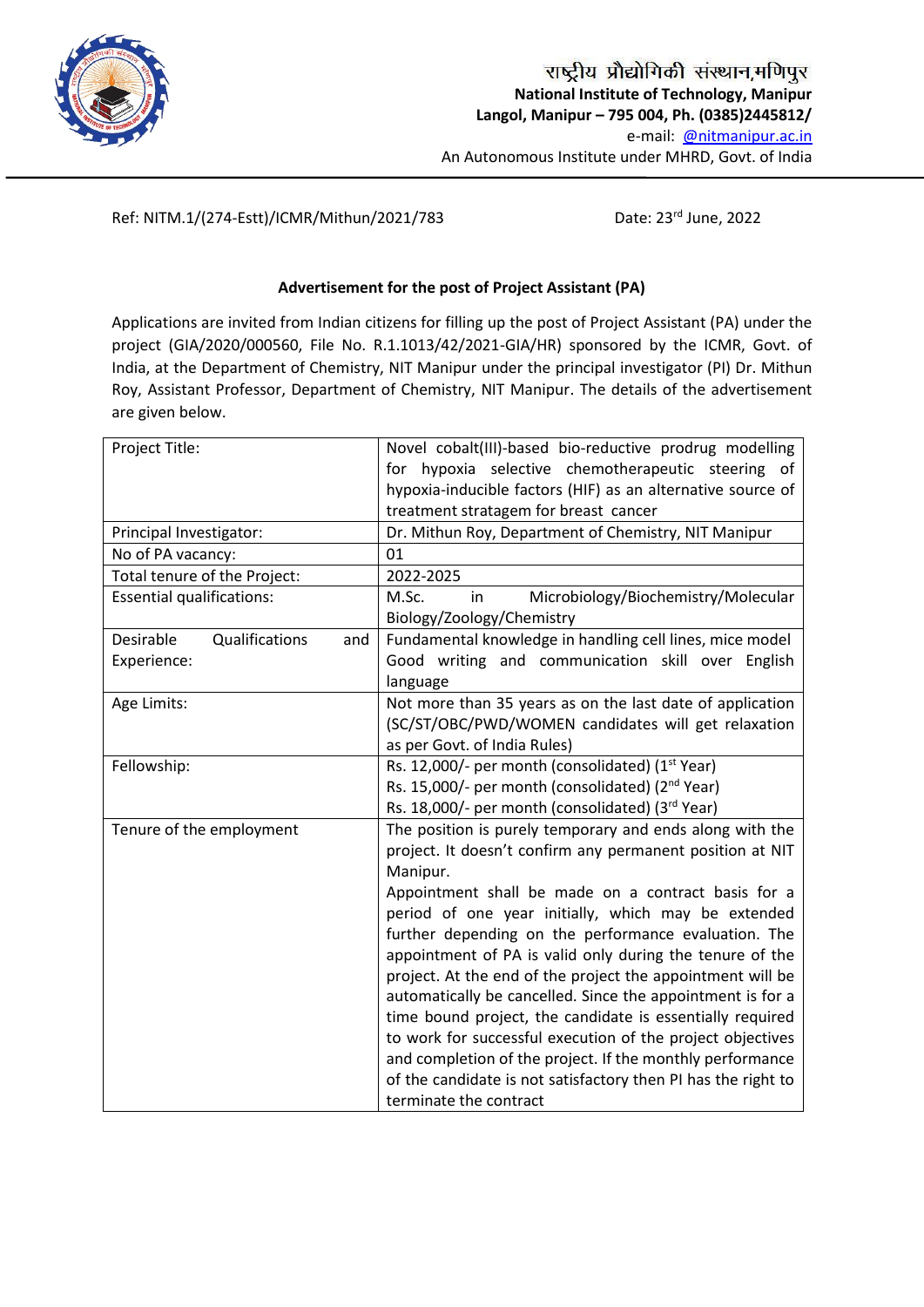राष्ट्रीय प्रौद्योगिकी संस्थान,मणिपुर
**National Institute of Technology, Manipur**
**Langol, Manipur – 795 004, Ph. (0385)2445812/**
e-mail: @nitmanipur.ac.in
An Autonomous Institute under MHRD, Govt. of India

Ref: NITM.1/(274-Estt)/ICMR/Mithun/2021/783

Date: 23rd June, 2022

**Advertisement for the post of Project Assistant (PA)**

Applications are invited from Indian citizens for filling up the post of Project Assistant (PA) under the project (GIA/2020/000560, File No. R.1.1013/42/2021-GIA/HR) sponsored by the ICMR, Govt. of India, at the Department of Chemistry, NIT Manipur under the principal investigator (PI) Dr. Mithun Roy, Assistant Professor, Department of Chemistry, NIT Manipur. The details of the advertisement are given below.

| | |
|---|---|
| Project Title: | Novel cobalt(III)-based bio-reductive prodrug modelling for hypoxia selective chemotherapeutic steering of hypoxia-inducible factors (HIF) as an alternative source of treatment stratagem for breast cancer |
| Principal Investigator: | Dr. Mithun Roy, Department of Chemistry, NIT Manipur |
| No of PA vacancy: | 01 |
| Total tenure of the Project: | 2022-2025 |
| Essential qualifications: | M.Sc. in Microbiology/Biochemistry/Molecular Biology/Zoology/Chemistry |
| Desirable Qualifications and Experience: | Fundamental knowledge in handling cell lines, mice model Good writing and communication skill over English language |
| Age Limits: | Not more than 35 years as on the last date of application (SC/ST/OBC/PWD/WOMEN candidates will get relaxation as per Govt. of India Rules) |
| Fellowship: | Rs. 12,000/- per month (consolidated) (1st Year)<br>Rs. 15,000/- per month (consolidated) (2nd Year)<br>Rs. 18,000/- per month (consolidated) (3rd Year) |
| Tenure of the employment | The position is purely temporary and ends along with the project. It doesn't confirm any permanent position at NIT Manipur.<br>Appointment shall be made on a contract basis for a period of one year initially, which may be extended further depending on the performance evaluation. The appointment of PA is valid only during the tenure of the project. At the end of the project the appointment will be automatically be cancelled. Since the appointment is for a time bound project, the candidate is essentially required to work for successful execution of the project objectives and completion of the project. If the monthly performance of the candidate is not satisfactory then PI has the right to terminate the contract |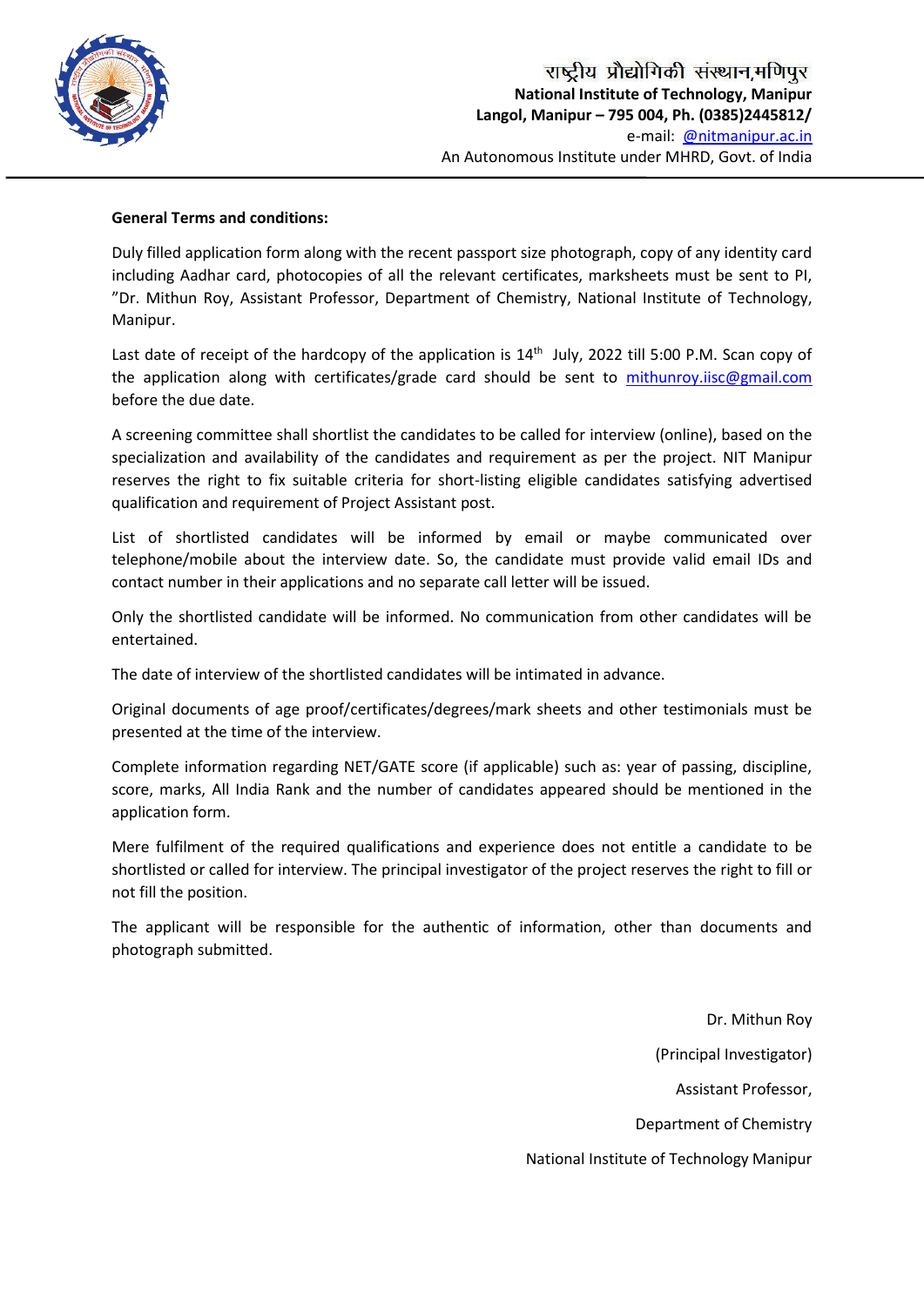राष्ट्रीय प्रौद्योगिकी संस्थान,मणिपुर
**National Institute of Technology, Manipur**
**Langol, Manipur – 795 004, Ph. (0385)2445812/**
e-mail: @nitmanipur.ac.in
An Autonomous Institute under MHRD, Govt. of India

**General Terms and conditions:**

Duly filled application form along with the recent passport size photograph, copy of any identity card including Aadhar card, photocopies of all the relevant certificates, marksheets must be sent to PI, "Dr. Mithun Roy, Assistant Professor, Department of Chemistry, National Institute of Technology, Manipur.

Last date of receipt of the hardcopy of the application is 14th July, 2022 till 5:00 P.M. Scan copy of the application along with certificates/grade card should be sent to mithunroy.iisc@gmail.com before the due date.

A screening committee shall shortlist the candidates to be called for interview (online), based on the specialization and availability of the candidates and requirement as per the project. NIT Manipur reserves the right to fix suitable criteria for short-listing eligible candidates satisfying advertised qualification and requirement of Project Assistant post.

List of shortlisted candidates will be informed by email or maybe communicated over telephone/mobile about the interview date. So, the candidate must provide valid email IDs and contact number in their applications and no separate call letter will be issued.

Only the shortlisted candidate will be informed. No communication from other candidates will be entertained.

The date of interview of the shortlisted candidates will be intimated in advance.

Original documents of age proof/certificates/degrees/mark sheets and other testimonials must be presented at the time of the interview.

Complete information regarding NET/GATE score (if applicable) such as: year of passing, discipline, score, marks, All India Rank and the number of candidates appeared should be mentioned in the application form.

Mere fulfilment of the required qualifications and experience does not entitle a candidate to be shortlisted or called for interview. The principal investigator of the project reserves the right to fill or not fill the position.

The applicant will be responsible for the authentic of information, other than documents and photograph submitted.

Dr. Mithun Roy

(Principal Investigator)

Assistant Professor,

Department of Chemistry

National Institute of Technology Manipur